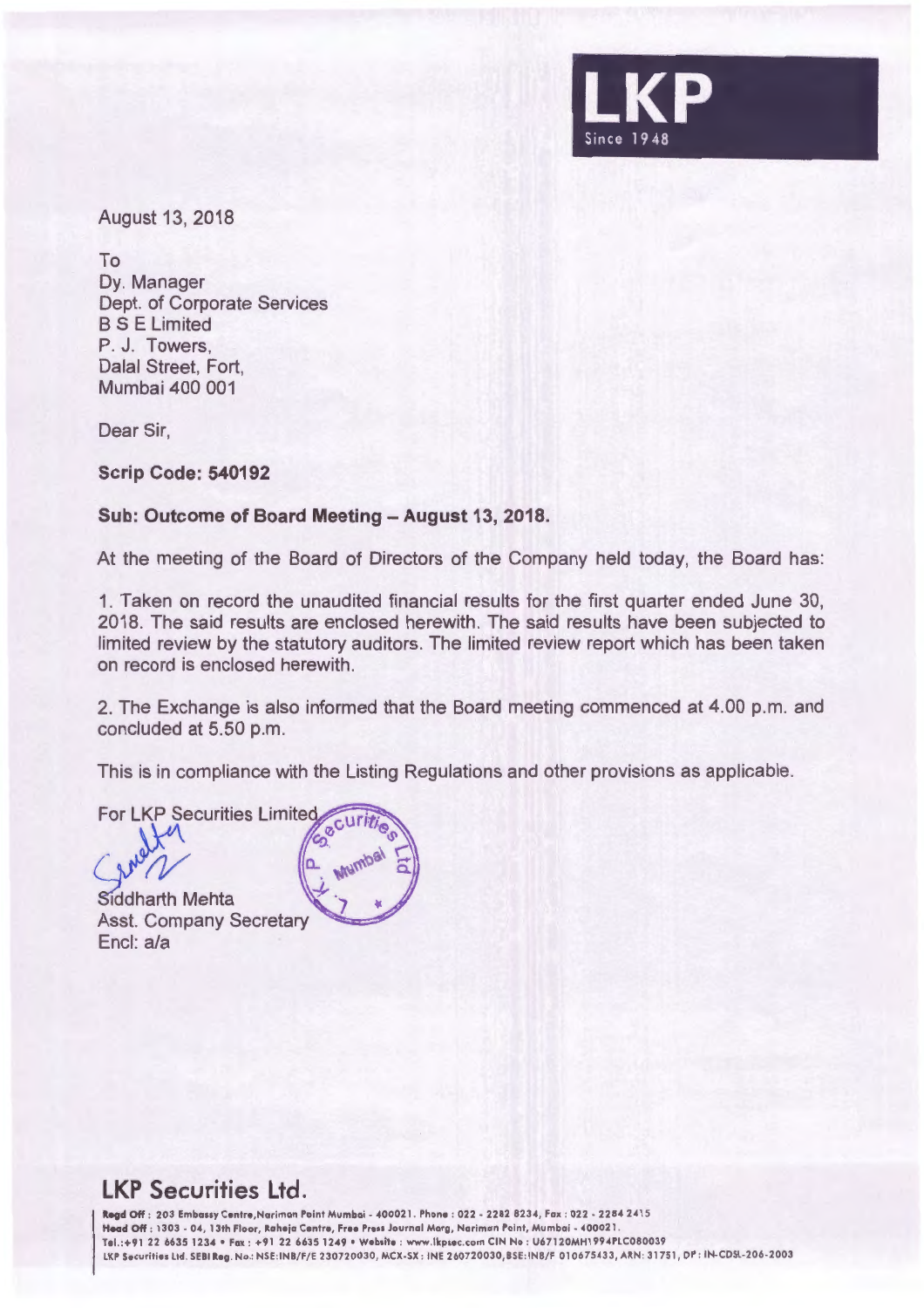LKP
Since 1948

August 13, 2018

To
Dy. Manager
Dept. of Corporate Services
B S E Limited
P. J. Towers,
Dalal Street, Fort,
Mumbai 400 001

Dear Sir,

**Scrip Code: 540192**

**Sub: Outcome of Board Meeting – August 13, 2018.**

At the meeting of the Board of Directors of the Company held today, the Board has:

1. Taken on record the unaudited financial results for the first quarter ended June 30, 2018. The said results are enclosed herewith. The said results have been subjected to limited review by the statutory auditors. The limited review report which has been taken on record is enclosed herewith.

2. The Exchange is also informed that the Board meeting commenced at 4.00 p.m. and concluded at 5.50 p.m.

This is in compliance with the Listing Regulations and other provisions as applicable.

For LKP Securities Limited

Siddharth Mehta
Asst. Company Secretary
Encl: a/a

## LKP Securities Ltd.

**Regd Off :** 203 Embassy Centre,Nariman Point Mumbai - 400021. Phone : 022 - 2282 8234, Fax : 022 - 2284 2415
**Head Off :** 1303 - 04, 13th Floor, Raheja Centre, Free Press Journal Marg, Nariman Point, Mumbai - 400021.
Tel.:+91 22 6635 1234 • Fax : +91 22 6635 1249 • Website : www.lkpsec.com CIN No : U67120MH1994PLC080039
LKP Securities Ltd. SEBI Reg. No.: NSE:INB/F/E 230720030, MCX-SX : INE 260720030,BSE:INB/F 010675433, ARN: 31751, DP: IN-CDSL-206-2003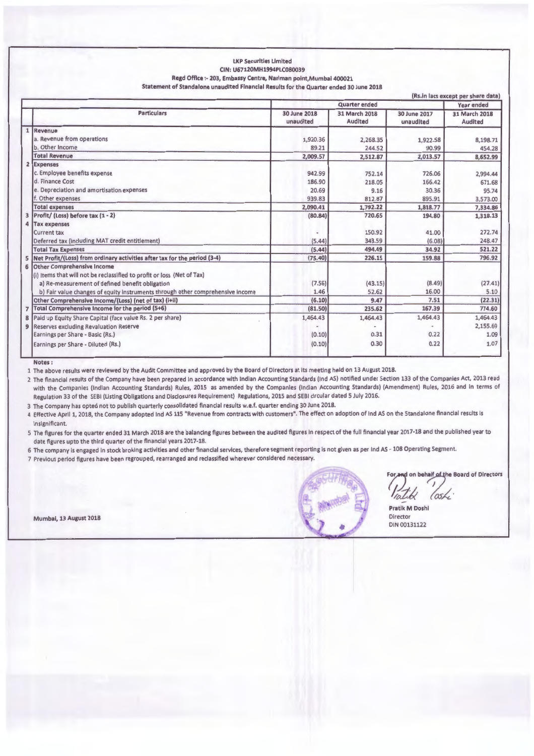**LKP Securities Limited**
**CIN: U67120MH1994PLC080039**
**Regd Office :- 203, Embassy Centre, Nariman point,Mumbai 400021**
**Statement of Standalone unaudited Financial Results for the Quarter ended 30 June 2018**

(Rs.in lacs except per share data)

| | Particulars | Quarter ended | | | Year ended |
|---|---|---|---|---|---|
| | | 30 June 2018 unaudited | 31 March 2018 Audited | 30 June 2017 unaudited | 31 March 2018 Audited |
| 1 | **Revenue** | | | | |
| | a. Revenue from operations | 1,920.36 | 2,268.35 | 1,922.58 | 8,198.71 |
| | b. Other Income | 89.21 | 244.52 | 90.99 | 454.28 |
| | **Total Revenue** | 2,009.57 | 2,512.87 | 2,013.57 | 8,652.99 |
| 2 | **Expenses** | | | | |
| | c. Employee benefits expense | 942.99 | 752.14 | 726.06 | 2,994.44 |
| | d. Finance Cost | 186.90 | 218.05 | 166.42 | 671.68 |
| | e. Depreciation and amortisation expenses | 20.69 | 9.16 | 30.36 | 95.74 |
| | f. Other expenses | 939.83 | 812.87 | 895.91 | 3,573.00 |
| | **Total expenses** | 2,090.41 | 1,792.22 | 1,818.77 | 7,334.86 |
| 3 | **Profit/ (Loss) before tax (1 - 2)** | (80.84) | 720.65 | 194.80 | 1,318.13 |
| 4 | **Tax expenses** | | | | |
| | Current tax | - | 150.92 | 41.00 | 272.74 |
| | Deferred tax (including MAT credit entitlement) | (5.44) | 343.59 | (6.08) | 248.47 |
| | **Total Tax Expenses** | (5.44) | 494.49 | 34.92 | 521.22 |
| 5 | **Net Profit/(Loss) from ordinary activities after tax for the period (3-4)** | (75.40) | 226.15 | 159.88 | 796.92 |
| 6 | **Other Comprehensive Income** | | | | |
| | (i) Items that will not be reclassified to profit or loss (Net of Tax) | | | | |
| | a) Re-measurement of defined benefit obligation | (7.56) | (43.15) | (8.49) | (27.41) |
| | b) Fair value changes of equity instruments through other comprehensive income | 1.46 | 52.62 | 16.00 | 5.10 |
| | **Other Comprehensive Income/(Loss) (net of tax) (i+ii)** | (6.10) | 9.47 | 7.51 | (22.31) |
| 7 | **Total Comprehensive Income for the period (5+6)** | (81.50) | 235.62 | 167.39 | 774.60 |
| 8 | Paid up Equity Share Capital (face value Rs. 2 per share) | 1,464.43 | 1,464.43 | 1,464.43 | 1,464.43 |
| 9 | Reserves excluding Revaluation Reserve | - | - | - | 2,155.69 |
| | Earnings per Share - Basic (Rs.) | (0.10) | 0.31 | 0.22 | 1.09 |
| | Earnings per Share - Diluted (Rs.) | (0.10) | 0.30 | 0.22 | 1.07 |

**Notes :**

1 The above results were reviewed by the Audit Committee and approved by the Board of Directors at its meeting held on 13 August 2018.

2 The financial results of the Company have been prepared in accordance with Indian Accounting Standards (Ind AS) notified under Section 133 of the Companies Act, 2013 read with the Companies (Indian Accounting Standards) Rules, 2015 as amended by the Companies (Indian Accounting Standards) (Amendment) Rules, 2016 and in terms of Regulation 33 of the SEBI (Listing Obligations and Disclosures Requirement) Regulations, 2015 and SEBI circular dated 5 July 2016.

3 The Company has opted not to publish quarterly consolidated financial results w.e.f. quarter ending 30 June 2018.

4 Effective April 1, 2018, the Company adopted Ind AS 115 "Revenue from contracts with customers". The effect on adoption of Ind AS on the Standalone financial results is insignificant.

5 The figures for the quarter ended 31 March 2018 are the balancing figures between the audited figures in respect of the full financial year 2017-18 and the published year to date figures upto the third quarter of the financial years 2017-18.

6 The company is engaged in stock broking activities and other financial services, therefore segment reporting is not given as per Ind AS - 108 Operating Segment.

7 Previous period figures have been regrouped, rearranged and reclassified wherever considered necessary.

For and on behalf of the Board of Directors

Pratik M Doshi
Director
DIN 00131122

Mumbai, 13 August 2018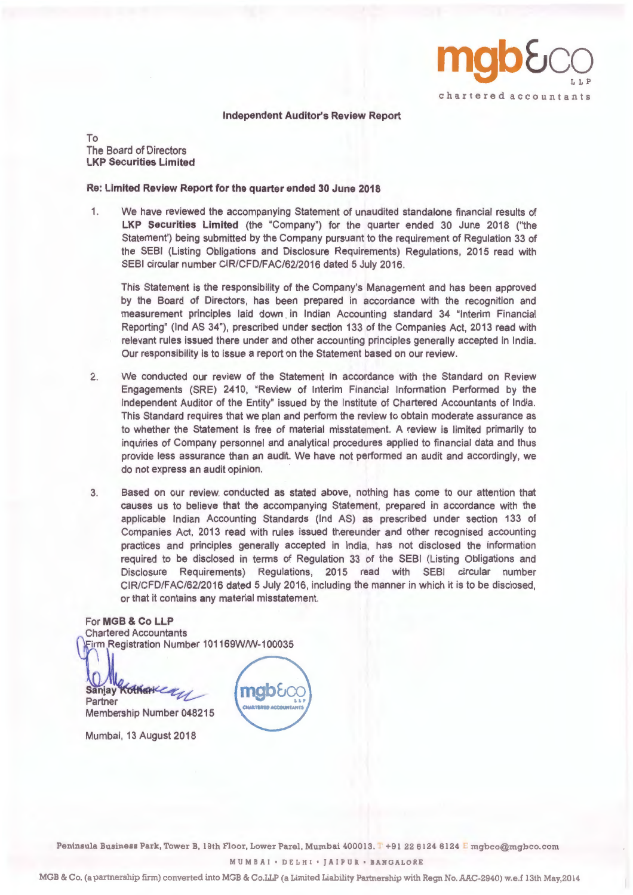mgb&co LLP
chartered accountants

## Independent Auditor's Review Report

To
The Board of Directors
**LKP Securities Limited**

**Re: Limited Review Report for the quarter ended 30 June 2018**

1. We have reviewed the accompanying Statement of unaudited standalone financial results of **LKP Securities Limited** (the "Company") for the quarter ended 30 June 2018 ("the Statement') being submitted by the Company pursuant to the requirement of Regulation 33 of the SEBI (Listing Obligations and Disclosure Requirements) Regulations, 2015 read with SEBI circular number CIR/CFD/FAC/62/2016 dated 5 July 2016.

   This Statement is the responsibility of the Company's Management and has been approved by the Board of Directors, has been prepared in accordance with the recognition and measurement principles laid down in Indian Accounting standard 34 "Interim Financial Reporting" (Ind AS 34"), prescribed under section 133 of the Companies Act, 2013 read with relevant rules issued there under and other accounting principles generally accepted in India. Our responsibility is to issue a report on the Statement based on our review.

2. We conducted our review of the Statement in accordance with the Standard on Review Engagements (SRE) 2410, "Review of Interim Financial Information Performed by the Independent Auditor of the Entity" issued by the Institute of Chartered Accountants of India. This Standard requires that we plan and perform the review to obtain moderate assurance as to whether the Statement is free of material misstatement. A review is limited primarily to inquiries of Company personnel and analytical procedures applied to financial data and thus provide less assurance than an audit. We have not performed an audit and accordingly, we do not express an audit opinion.

3. Based on our review conducted as stated above, nothing has come to our attention that causes us to believe that the accompanying Statement, prepared in accordance with the applicable Indian Accounting Standards (Ind AS) as prescribed under section 133 of Companies Act, 2013 read with rules issued thereunder and other recognised accounting practices and principles generally accepted in India, has not disclosed the information required to be disclosed in terms of Regulation 33 of the SEBI (Listing Obligations and Disclosure Requirements) Regulations, 2015 read with SEBI circular number CIR/CFD/FAC/62/2016 dated 5 July 2016, including the manner in which it is to be disclosed, or that it contains any material misstatement.

For **MGB & Co LLP**
Chartered Accountants
Firm Registration Number 101169W/W-100035

Sanjay Kothari
Partner
Membership Number 048215

Mumbai, 13 August 2018

Peninsula Business Park, Tower B, 19th Floor, Lower Parel, Mumbai 400013. T +91 22 6124 6124 E mgbco@mgbco.com

MUMBAI • DELHI • JAIPUR • BANGALORE

MGB & Co. (a partnership firm) converted into MGB & Co.LLP (a Limited Liability Partnership with Regn No. AAC-2940) w.e.f 13th May,2014